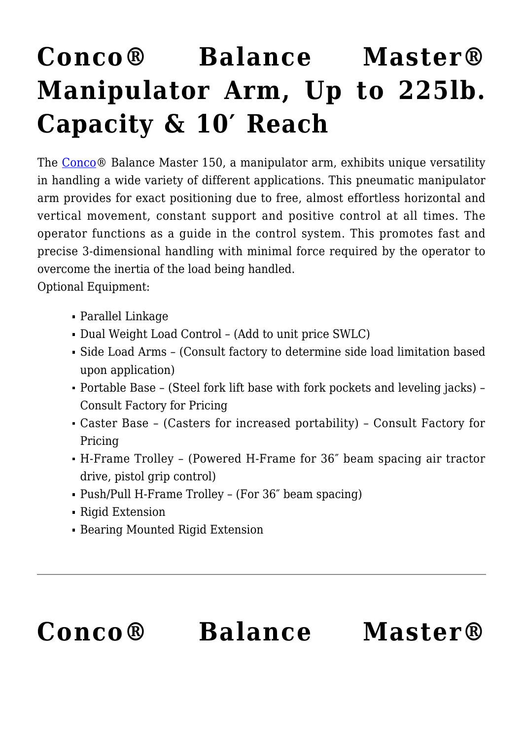# Conco® Balance Master® Manipulator Arm, Up to 225lb. Capacity & 10′ Reach

The Conco® Balance Master 150, a manipulator arm, exhibits unique versatility in handling a wide variety of different applications. This pneumatic manipulator arm provides for exact positioning due to free, almost effortless horizontal and vertical movement, constant support and positive control at all times. The operator functions as a guide in the control system. This promotes fast and precise 3-dimensional handling with minimal force required by the operator to overcome the inertia of the load being handled.

Optional Equipment:

- Parallel Linkage
- Dual Weight Load Control – (Add to unit price SWLC)
- Side Load Arms – (Consult factory to determine side load limitation based upon application)
- Portable Base – (Steel fork lift base with fork pockets and leveling jacks) – Consult Factory for Pricing
- Caster Base – (Casters for increased portability) – Consult Factory for Pricing
- H-Frame Trolley – (Powered H-Frame for 36″ beam spacing air tractor drive, pistol grip control)
- Push/Pull H-Frame Trolley – (For 36″ beam spacing)
- Rigid Extension
- Bearing Mounted Rigid Extension

---

# Conco® Balance Master®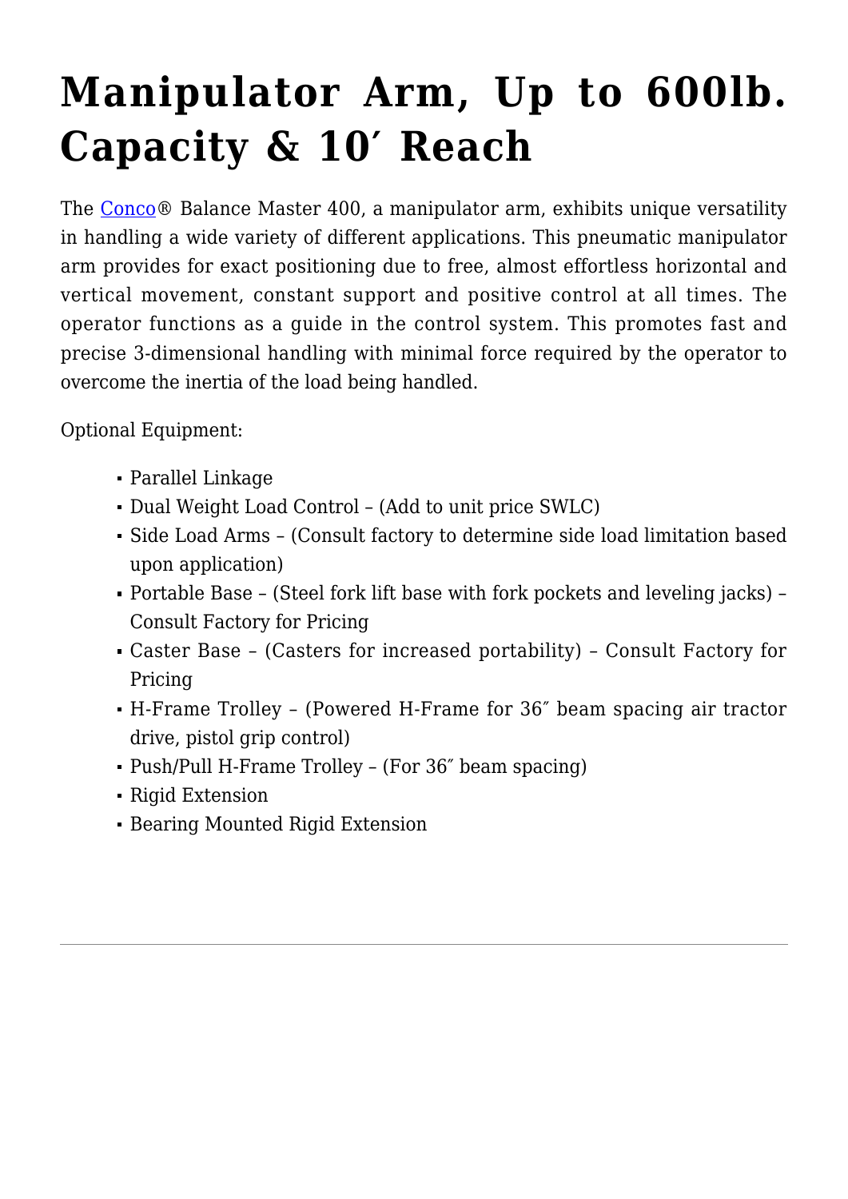# Manipulator Arm, Up to 600lb. Capacity & 10′ Reach

The [Conco]® Balance Master 400, a manipulator arm, exhibits unique versatility in handling a wide variety of different applications. This pneumatic manipulator arm provides for exact positioning due to free, almost effortless horizontal and vertical movement, constant support and positive control at all times. The operator functions as a guide in the control system. This promotes fast and precise 3-dimensional handling with minimal force required by the operator to overcome the inertia of the load being handled.

Optional Equipment:

- Parallel Linkage
- Dual Weight Load Control – (Add to unit price SWLC)
- Side Load Arms – (Consult factory to determine side load limitation based upon application)
- Portable Base – (Steel fork lift base with fork pockets and leveling jacks) – Consult Factory for Pricing
- Caster Base – (Casters for increased portability) – Consult Factory for Pricing
- H-Frame Trolley – (Powered H-Frame for 36″ beam spacing air tractor drive, pistol grip control)
- Push/Pull H-Frame Trolley – (For 36″ beam spacing)
- Rigid Extension
- Bearing Mounted Rigid Extension

---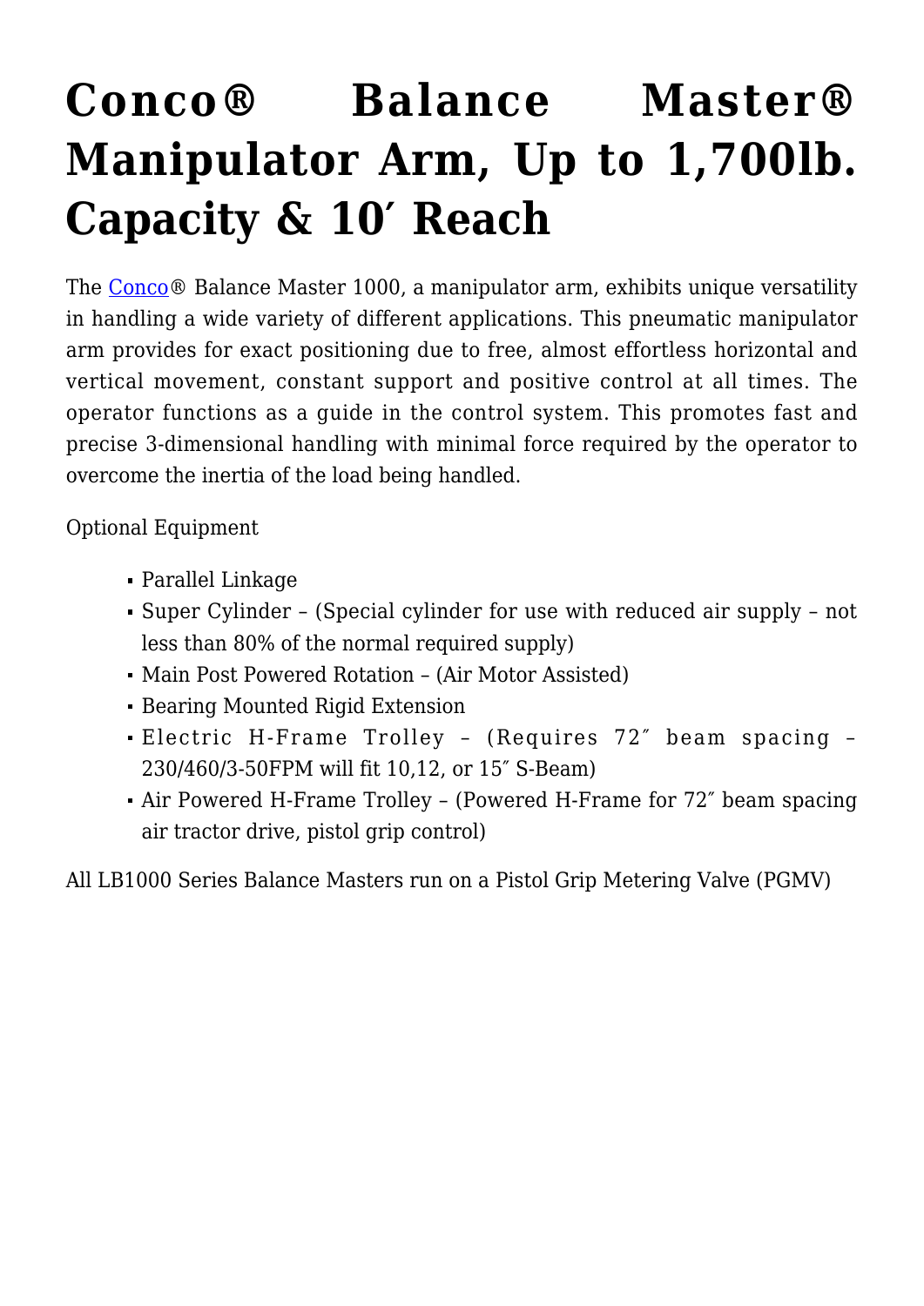# Conco® Balance Master® Manipulator Arm, Up to 1,700lb. Capacity & 10′ Reach

The Conco® Balance Master 1000, a manipulator arm, exhibits unique versatility in handling a wide variety of different applications. This pneumatic manipulator arm provides for exact positioning due to free, almost effortless horizontal and vertical movement, constant support and positive control at all times. The operator functions as a guide in the control system. This promotes fast and precise 3-dimensional handling with minimal force required by the operator to overcome the inertia of the load being handled.

Optional Equipment

- Parallel Linkage
- Super Cylinder – (Special cylinder for use with reduced air supply – not less than 80% of the normal required supply)
- Main Post Powered Rotation – (Air Motor Assisted)
- Bearing Mounted Rigid Extension
- Electric H-Frame Trolley – (Requires 72″ beam spacing – 230/460/3-50FPM will fit 10,12, or 15″ S-Beam)
- Air Powered H-Frame Trolley – (Powered H-Frame for 72″ beam spacing air tractor drive, pistol grip control)

All LB1000 Series Balance Masters run on a Pistol Grip Metering Valve (PGMV)